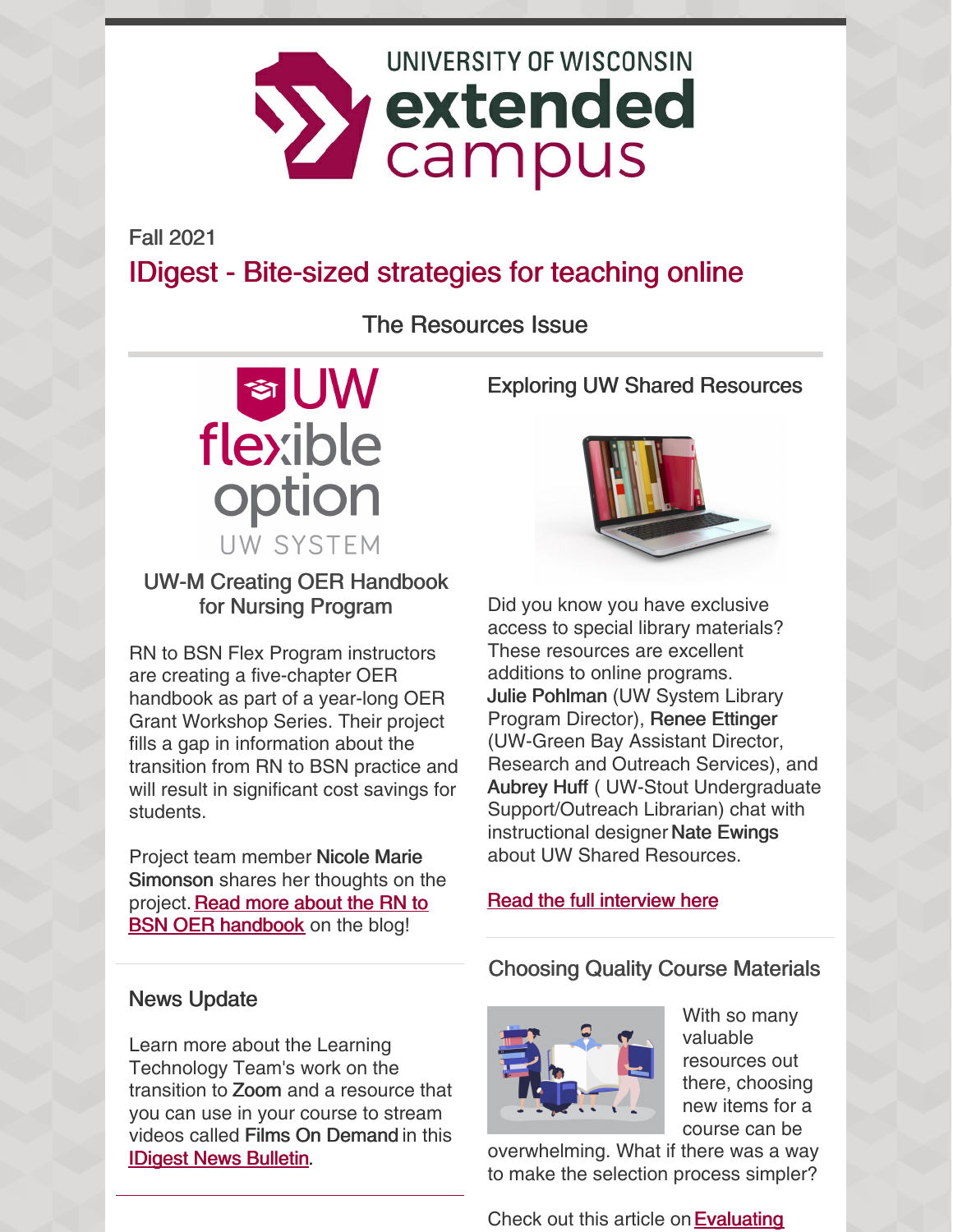UNIVERSITY OF WISCONSIN
extended campus

Fall 2021

# IDigest - Bite-sized strategies for teaching online

## The Resources Issue

UW flexible option UW SYSTEM

### UW-M Creating OER Handbook for Nursing Program

RN to BSN Flex Program instructors are creating a five-chapter OER handbook as part of a year-long OER Grant Workshop Series. Their project fills a gap in information about the transition from RN to BSN practice and will result in significant cost savings for students.

Project team member **Nicole Marie Simonson** shares her thoughts on the project. Read more about the RN to BSN OER handbook on the blog!

### News Update

Learn more about the Learning Technology Team's work on the transition to **Zoom** and a resource that you can use in your course to stream videos called **Films On Demand** in this IDigest News Bulletin.

### Exploring UW Shared Resources

Did you know you have exclusive access to special library materials? These resources are excellent additions to online programs. **Julie Pohlman** (UW System Library Program Director), **Renee Ettinger** (UW-Green Bay Assistant Director, Research and Outreach Services), and **Aubrey Huff** ( UW-Stout Undergraduate Support/Outreach Librarian) chat with instructional designer **Nate Ewings** about UW Shared Resources.

Read the full interview here

### Choosing Quality Course Materials

With so many valuable resources out there, choosing new items for a course can be overwhelming. What if there was a way to make the selection process simpler?

Check out this article on Evaluating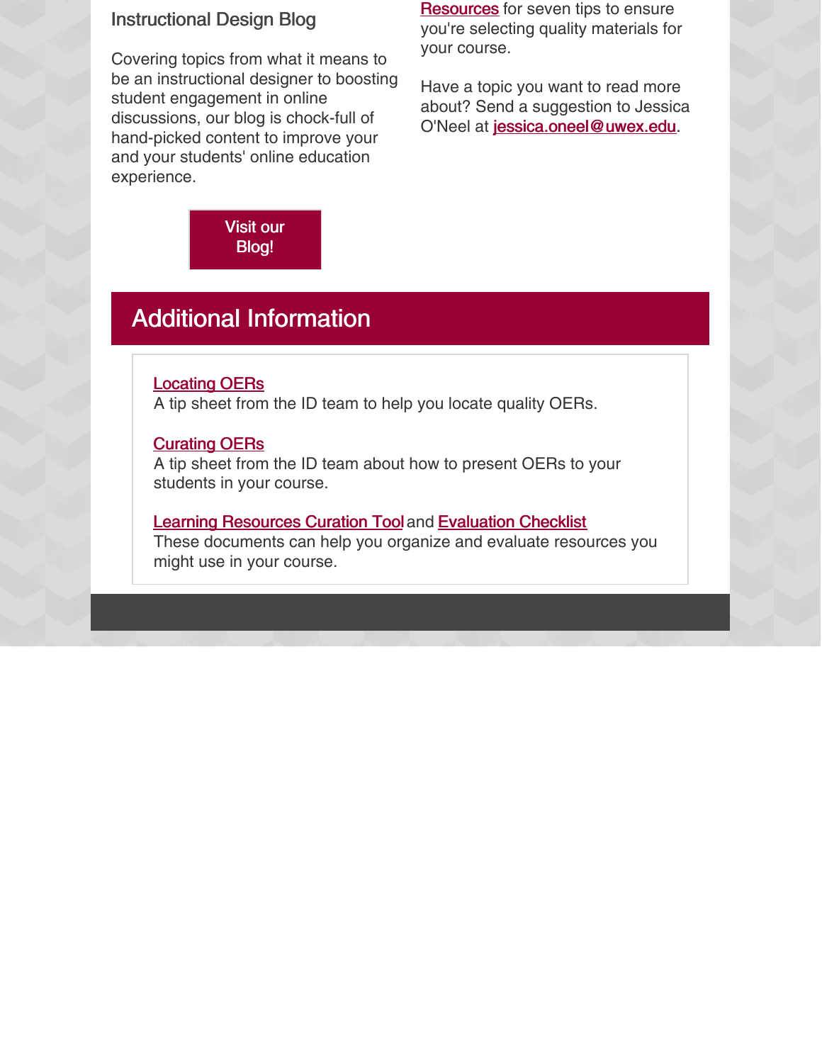### Instructional Design Blog

Covering topics from what it means to be an instructional designer to boosting student engagement in online discussions, our blog is chock-full of hand-picked content to improve your and your students' online education experience.

Visit our Blog!

Resources for seven tips to ensure you're selecting quality materials for your course.

Have a topic you want to read more about? Send a suggestion to Jessica O'Neel at jessica.oneel@uwex.edu.

## Additional Information

Locating OERs
A tip sheet from the ID team to help you locate quality OERs.

Curating OERs
A tip sheet from the ID team about how to present OERs to your students in your course.

Learning Resources Curation Tool and Evaluation Checklist
These documents can help you organize and evaluate resources you might use in your course.